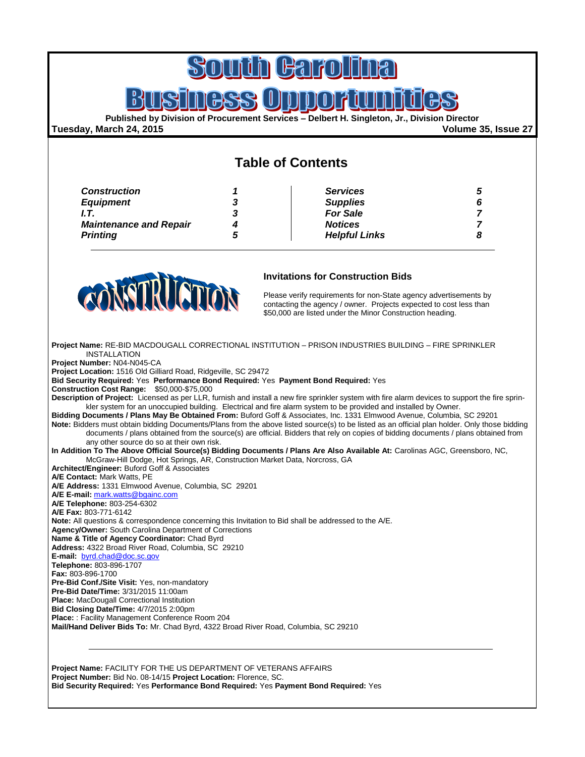# South Carolina Business Opportunities

**Published by Division of Procurement Services – Delbert H. Singleton, Jr., Division Director**

**Tuesday, March 24, 2015** **Volume 35, Issue 27**

## Table of Contents

| | | | |
|---|---|---|---|
| ***Construction*** | ***1*** | ***Services*** | ***5*** |
| ***Equipment*** | ***3*** | ***Supplies*** | ***6*** |
| ***I.T.*** | ***3*** | ***For Sale*** | ***7*** |
| ***Maintenance and Repair*** | ***4*** | ***Notices*** | ***7*** |
| ***Printing*** | ***5*** | ***Helpful Links*** | ***8*** |

# CONSTRUCTION

### Invitations for Construction Bids

Please verify requirements for non-State agency advertisements by contacting the agency / owner. Projects expected to cost less than $50,000 are listed under the Minor Construction heading.

**Project Name:** RE-BID MACDOUGALL CORRECTIONAL INSTITUTION – PRISON INDUSTRIES BUILDING – FIRE SPRINKLER INSTALLATION
**Project Number:** N04-N045-CA
**Project Location:** 1516 Old Gilliard Road, Ridgeville, SC 29472
**Bid Security Required:** Yes **Performance Bond Required:** Yes **Payment Bond Required:** Yes
**Construction Cost Range:** $50,000-$75,000
**Description of Project:** Licensed as per LLR, furnish and install a new fire sprinkler system with fire alarm devices to support the fire sprinkler system for an unoccupied building. Electrical and fire alarm system to be provided and installed by Owner.
**Bidding Documents / Plans May Be Obtained From:** Buford Goff & Associates, Inc. 1331 Elmwood Avenue, Columbia, SC 29201
**Note:** Bidders must obtain bidding Documents/Plans from the above listed source(s) to be listed as an official plan holder. Only those bidding documents / plans obtained from the source(s) are official. Bidders that rely on copies of bidding documents / plans obtained from any other source do so at their own risk.
**In Addition To The Above Official Source(s) Bidding Documents / Plans Are Also Available At:** Carolinas AGC, Greensboro, NC, McGraw-Hill Dodge, Hot Springs, AR, Construction Market Data, Norcross, GA
**Architect/Engineer:** Buford Goff & Associates
**A/E Contact:** Mark Watts, PE
**A/E Address:** 1331 Elmwood Avenue, Columbia, SC 29201
**A/E E-mail:** mark.watts@bgainc.com
**A/E Telephone:** 803-254-6302
**A/E Fax:** 803-771-6142
**Note:** All questions & correspondence concerning this Invitation to Bid shall be addressed to the A/E.
**Agency/Owner:** South Carolina Department of Corrections
**Name & Title of Agency Coordinator:** Chad Byrd
**Address:** 4322 Broad River Road, Columbia, SC 29210
**E-mail:** byrd.chad@doc.sc.gov
**Telephone:** 803-896-1707
**Fax:** 803-896-1700
**Pre-Bid Conf./Site Visit:** Yes, non-mandatory
**Pre-Bid Date/Time:** 3/31/2015 11:00am
**Place:** MacDougall Correctional Institution
**Bid Closing Date/Time:** 4/7/2015 2:00pm
**Place:** : Facility Management Conference Room 204
**Mail/Hand Deliver Bids To:** Mr. Chad Byrd, 4322 Broad River Road, Columbia, SC 29210

---

**Project Name:** FACILITY FOR THE US DEPARTMENT OF VETERANS AFFAIRS
**Project Number:** Bid No. 08-14/15 **Project Location:** Florence, SC.
**Bid Security Required:** Yes **Performance Bond Required:** Yes **Payment Bond Required:** Yes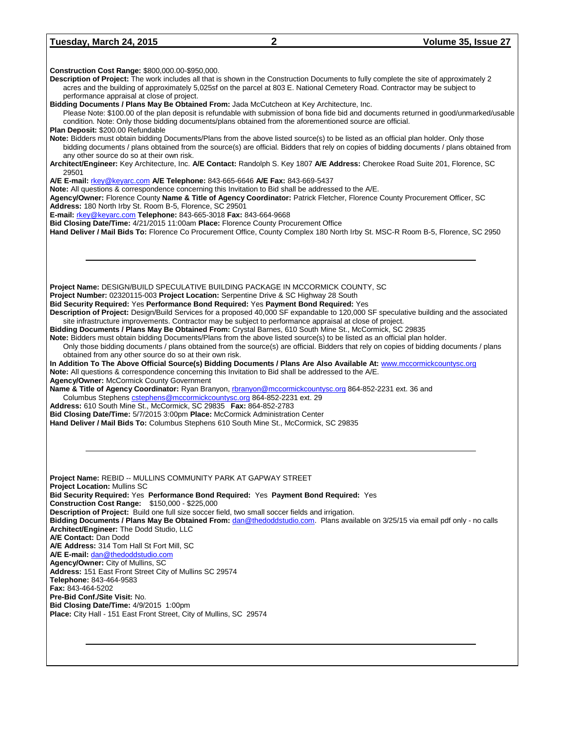**Construction Cost Range:** $800,000.00-$950,000.

**Description of Project:** The work includes all that is shown in the Construction Documents to fully complete the site of approximately 2 acres and the building of approximately 5,025sf on the parcel at 803 E. National Cemetery Road. Contractor may be subject to performance appraisal at close of project.

**Bidding Documents / Plans May Be Obtained From:** Jada McCutcheon at Key Architecture, Inc.
Please Note: $100.00 of the plan deposit is refundable with submission of bona fide bid and documents returned in good/unmarked/usable condition. Note: Only those bidding documents/plans obtained from the aforementioned source are official.

**Plan Deposit:** $200.00 Refundable

**Note:** Bidders must obtain bidding Documents/Plans from the above listed source(s) to be listed as an official plan holder. Only those bidding documents / plans obtained from the source(s) are official. Bidders that rely on copies of bidding documents / plans obtained from any other source do so at their own risk.

**Architect/Engineer:** Key Architecture, Inc. **A/E Contact:** Randolph S. Key 1807 **A/E Address:** Cherokee Road Suite 201, Florence, SC 29501

**A/E E-mail:** rkey@keyarc.com **A/E Telephone:** 843-665-6646 **A/E Fax:** 843-669-5437

**Note:** All questions & correspondence concerning this Invitation to Bid shall be addressed to the A/E.

**Agency/Owner:** Florence County **Name & Title of Agency Coordinator:** Patrick Fletcher, Florence County Procurement Officer, SC

**Address:** 180 North Irby St. Room B-5, Florence, SC 29501

**E-mail:** rkey@keyarc.com **Telephone:** 843-665-3018 **Fax:** 843-664-9668

**Bid Closing Date/Time:** 4/21/2015 11:00am **Place:** Florence County Procurement Office

**Hand Deliver / Mail Bids To:** Florence Co Procurement Office, County Complex 180 North Irby St. MSC-R Room B-5, Florence, SC 2950

---

**Project Name:** DESIGN/BUILD SPECULATIVE BUILDING PACKAGE IN MCCORMICK COUNTY, SC

**Project Number:** 02320115-003 **Project Location:** Serpentine Drive & SC Highway 28 South

**Bid Security Required:** Yes **Performance Bond Required:** Yes **Payment Bond Required:** Yes

**Description of Project:** Design/Build Services for a proposed 40,000 SF expandable to 120,000 SF speculative building and the associated site infrastructure improvements. Contractor may be subject to performance appraisal at close of project.

**Bidding Documents / Plans May Be Obtained From:** Crystal Barnes, 610 South Mine St., McCormick, SC 29835

**Note:** Bidders must obtain bidding Documents/Plans from the above listed source(s) to be listed as an official plan holder.
Only those bidding documents / plans obtained from the source(s) are official. Bidders that rely on copies of bidding documents / plans obtained from any other source do so at their own risk.

**In Addition To The Above Official Source(s) Bidding Documents / Plans Are Also Available At:** www.mccormickcountysc.org

**Note:** All questions & correspondence concerning this Invitation to Bid shall be addressed to the A/E.

**Agency/Owner:** McCormick County Government

**Name & Title of Agency Coordinator:** Ryan Branyon, rbranyon@mccormickcountysc.org 864-852-2231 ext. 36 and Columbus Stephens cstephens@mccormickcountysc.org 864-852-2231 ext. 29

**Address:** 610 South Mine St., McCormick, SC 29835 **Fax:** 864-852-2783

**Bid Closing Date/Time:** 5/7/2015 3:00pm **Place:** McCormick Administration Center

**Hand Deliver / Mail Bids To:** Columbus Stephens 610 South Mine St., McCormick, SC 29835

---

**Project Name:** REBID -- MULLINS COMMUNITY PARK AT GAPWAY STREET

**Project Location:** Mullins SC

**Bid Security Required:** Yes **Performance Bond Required:** Yes **Payment Bond Required:** Yes

**Construction Cost Range:** $150,000 - $225,000

**Description of Project:** Build one full size soccer field, two small soccer fields and irrigation.

**Bidding Documents / Plans May Be Obtained From:** dan@thedoddstudio.com. Plans available on 3/25/15 via email pdf only - no calls

**Architect/Engineer:** The Dodd Studio, LLC

**A/E Contact:** Dan Dodd

**A/E Address:** 314 Tom Hall St Fort Mill, SC

**A/E E-mail:** dan@thedoddstudio.com

**Agency/Owner:** City of Mullins, SC

**Address:** 151 East Front Street City of Mullins SC 29574

**Telephone:** 843-464-9583

**Fax:** 843-464-5202

**Pre-Bid Conf./Site Visit:** No.

**Bid Closing Date/Time:** 4/9/2015 1:00pm

**Place:** City Hall - 151 East Front Street, City of Mullins, SC 29574

---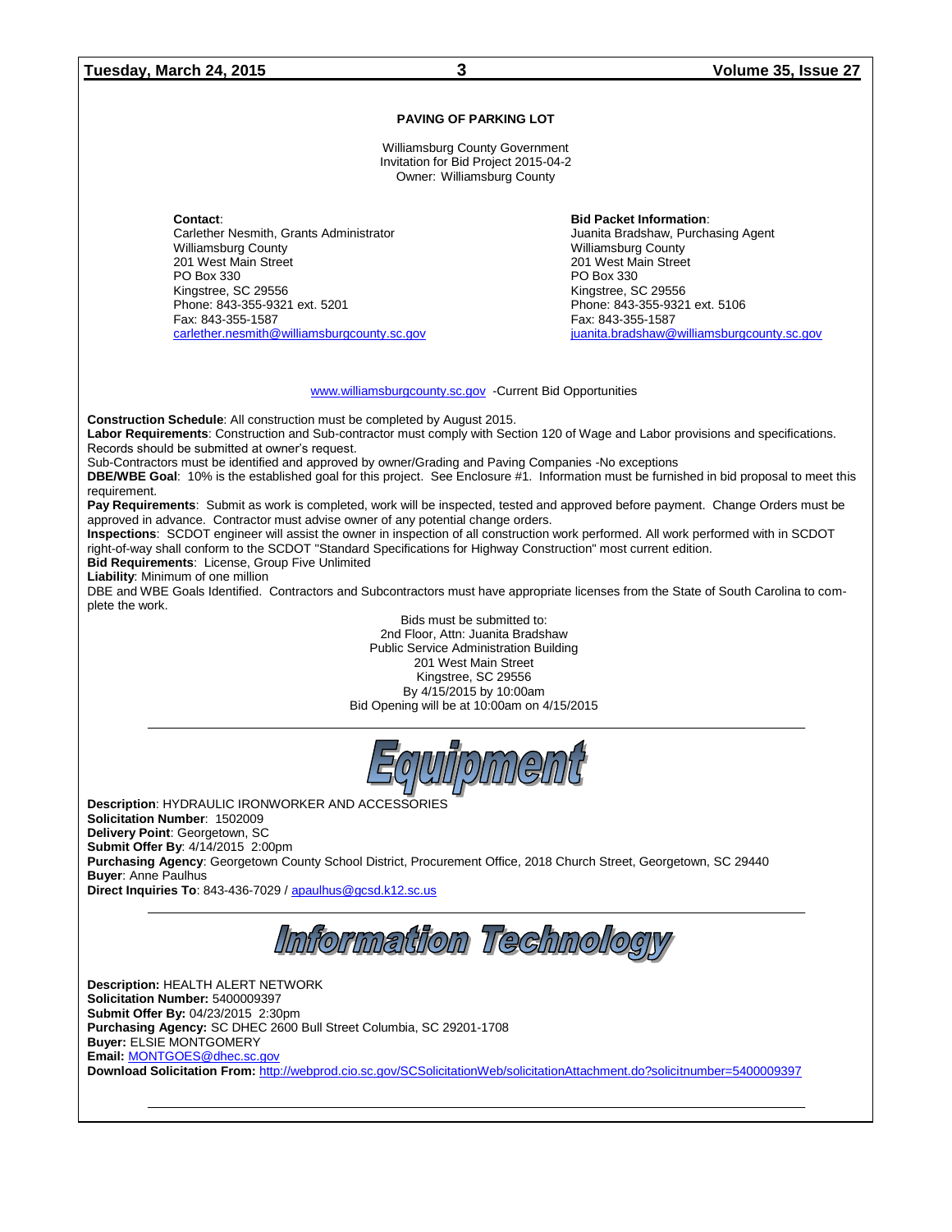### PAVING OF PARKING LOT

Williamsburg County Government
Invitation for Bid Project 2015-04-2
Owner: Williamsburg County

**Contact**:
Carlether Nesmith, Grants Administrator
Williamsburg County
201 West Main Street
PO Box 330
Kingstree, SC 29556
Phone: 843-355-9321 ext. 5201
Fax: 843-355-1587
carlether.nesmith@williamsburgcounty.sc.gov

**Bid Packet Information**:
Juanita Bradshaw, Purchasing Agent
Williamsburg County
201 West Main Street
PO Box 330
Kingstree, SC 29556
Phone: 843-355-9321 ext. 5106
Fax: 843-355-1587
juanita.bradshaw@williamsburgcounty.sc.gov

www.williamsburgcounty.sc.gov -Current Bid Opportunities

**Construction Schedule**: All construction must be completed by August 2015.
**Labor Requirements**: Construction and Sub-contractor must comply with Section 120 of Wage and Labor provisions and specifications. Records should be submitted at owner's request.
Sub-Contractors must be identified and approved by owner/Grading and Paving Companies -No exceptions
**DBE/WBE Goal**: 10% is the established goal for this project. See Enclosure #1. Information must be furnished in bid proposal to meet this requirement.
**Pay Requirements**: Submit as work is completed, work will be inspected, tested and approved before payment. Change Orders must be approved in advance. Contractor must advise owner of any potential change orders.
**Inspections**: SCDOT engineer will assist the owner in inspection of all construction work performed. All work performed with in SCDOT right-of-way shall conform to the SCDOT "Standard Specifications for Highway Construction" most current edition.
**Bid Requirements**: License, Group Five Unlimited
**Liability**: Minimum of one million
DBE and WBE Goals Identified. Contractors and Subcontractors must have appropriate licenses from the State of South Carolina to complete the work.

Bids must be submitted to:
2nd Floor, Attn: Juanita Bradshaw
Public Service Administration Building
201 West Main Street
Kingstree, SC 29556
By 4/15/2015 by 10:00am
Bid Opening will be at 10:00am on 4/15/2015

---

## Equipment

**Description**: HYDRAULIC IRONWORKER AND ACCESSORIES
**Solicitation Number**: 1502009
**Delivery Point**: Georgetown, SC
**Submit Offer By**: 4/14/2015 2:00pm
**Purchasing Agency**: Georgetown County School District, Procurement Office, 2018 Church Street, Georgetown, SC 29440
**Buyer**: Anne Paulhus
**Direct Inquiries To**: 843-436-7029 / apaulhus@gcsd.k12.sc.us

---

## Information Technology

**Description:** HEALTH ALERT NETWORK
**Solicitation Number:** 5400009397
**Submit Offer By:** 04/23/2015 2:30pm
**Purchasing Agency:** SC DHEC 2600 Bull Street Columbia, SC 29201-1708
**Buyer:** ELSIE MONTGOMERY
**Email:** MONTGOES@dhec.sc.gov
**Download Solicitation From:** http://webprod.cio.sc.gov/SCSolicitationWeb/solicitationAttachment.do?solicitnumber=5400009397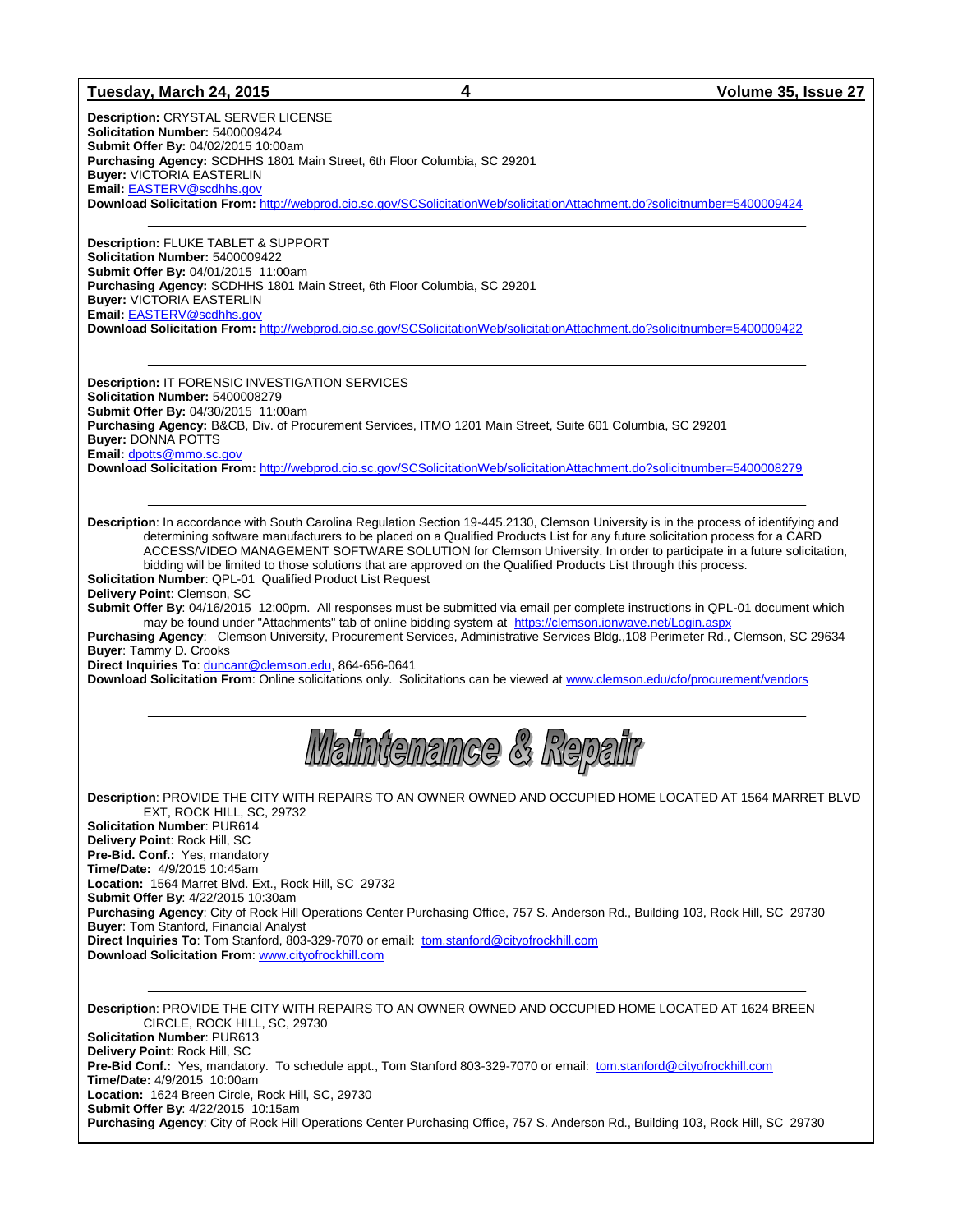**Description:** CRYSTAL SERVER LICENSE
**Solicitation Number:** 5400009424
**Submit Offer By:** 04/02/2015 10:00am
**Purchasing Agency:** SCDHHS 1801 Main Street, 6th Floor Columbia, SC 29201
**Buyer:** VICTORIA EASTERLIN
**Email:** EASTERV@scdhhs.gov
**Download Solicitation From:** http://webprod.cio.sc.gov/SCSolicitationWeb/solicitationAttachment.do?solicitnumber=5400009424

---

**Description:** FLUKE TABLET & SUPPORT
**Solicitation Number:** 5400009422
**Submit Offer By:** 04/01/2015 11:00am
**Purchasing Agency:** SCDHHS 1801 Main Street, 6th Floor Columbia, SC 29201
**Buyer:** VICTORIA EASTERLIN
**Email:** EASTERV@scdhhs.gov
**Download Solicitation From:** http://webprod.cio.sc.gov/SCSolicitationWeb/solicitationAttachment.do?solicitnumber=5400009422

---

**Description:** IT FORENSIC INVESTIGATION SERVICES
**Solicitation Number:** 5400008279
**Submit Offer By:** 04/30/2015 11:00am
**Purchasing Agency:** B&CB, Div. of Procurement Services, ITMO 1201 Main Street, Suite 601 Columbia, SC 29201
**Buyer:** DONNA POTTS
**Email:** dpotts@mmo.sc.gov
**Download Solicitation From:** http://webprod.cio.sc.gov/SCSolicitationWeb/solicitationAttachment.do?solicitnumber=5400008279

---

**Description**: In accordance with South Carolina Regulation Section 19-445.2130, Clemson University is in the process of identifying and determining software manufacturers to be placed on a Qualified Products List for any future solicitation process for a CARD ACCESS/VIDEO MANAGEMENT SOFTWARE SOLUTION for Clemson University. In order to participate in a future solicitation, bidding will be limited to those solutions that are approved on the Qualified Products List through this process.
**Solicitation Number**: QPL-01 Qualified Product List Request
**Delivery Point**: Clemson, SC
**Submit Offer By**: 04/16/2015 12:00pm. All responses must be submitted via email per complete instructions in QPL-01 document which may be found under "Attachments" tab of online bidding system at https://clemson.ionwave.net/Login.aspx
**Purchasing Agency**: Clemson University, Procurement Services, Administrative Services Bldg.,108 Perimeter Rd., Clemson, SC 29634
**Buyer**: Tammy D. Crooks
**Direct Inquiries To**: duncant@clemson.edu, 864-656-0641
**Download Solicitation From**: Online solicitations only. Solicitations can be viewed at www.clemson.edu/cfo/procurement/vendors

---

# Maintenance & Repair

**Description**: PROVIDE THE CITY WITH REPAIRS TO AN OWNER OWNED AND OCCUPIED HOME LOCATED AT 1564 MARRET BLVD EXT, ROCK HILL, SC, 29732
**Solicitation Number**: PUR614
**Delivery Point**: Rock Hill, SC
**Pre-Bid. Conf.:** Yes, mandatory
**Time/Date:** 4/9/2015 10:45am
**Location:** 1564 Marret Blvd. Ext., Rock Hill, SC 29732
**Submit Offer By**: 4/22/2015 10:30am
**Purchasing Agency**: City of Rock Hill Operations Center Purchasing Office, 757 S. Anderson Rd., Building 103, Rock Hill, SC 29730
**Buyer**: Tom Stanford, Financial Analyst
**Direct Inquiries To**: Tom Stanford, 803-329-7070 or email: tom.stanford@cityofrockhill.com
**Download Solicitation From**: www.cityofrockhill.com

---

**Description**: PROVIDE THE CITY WITH REPAIRS TO AN OWNER OWNED AND OCCUPIED HOME LOCATED AT 1624 BREEN CIRCLE, ROCK HILL, SC, 29730
**Solicitation Number**: PUR613
**Delivery Point**: Rock Hill, SC
**Pre-Bid Conf.:** Yes, mandatory. To schedule appt., Tom Stanford 803-329-7070 or email: tom.stanford@cityofrockhill.com
**Time/Date:** 4/9/2015 10:00am
**Location:** 1624 Breen Circle, Rock Hill, SC, 29730
**Submit Offer By**: 4/22/2015 10:15am
**Purchasing Agency**: City of Rock Hill Operations Center Purchasing Office, 757 S. Anderson Rd., Building 103, Rock Hill, SC 29730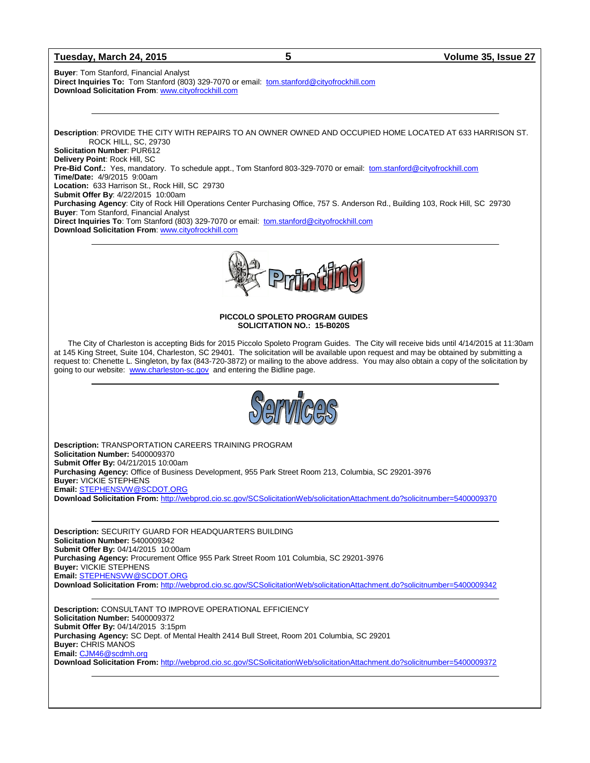**Buyer**: Tom Stanford, Financial Analyst
**Direct Inquiries To:** Tom Stanford (803) 329-7070 or email: tom.stanford@cityofrockhill.com
**Download Solicitation From**: www.cityofrockhill.com

---

**Description**: PROVIDE THE CITY WITH REPAIRS TO AN OWNER OWNED AND OCCUPIED HOME LOCATED AT 633 HARRISON ST. ROCK HILL, SC, 29730
**Solicitation Number**: PUR612
**Delivery Point**: Rock Hill, SC
**Pre-Bid Conf.:** Yes, mandatory. To schedule appt., Tom Stanford 803-329-7070 or email: tom.stanford@cityofrockhill.com
**Time/Date:** 4/9/2015 9:00am
**Location:** 633 Harrison St., Rock Hill, SC 29730
**Submit Offer By**: 4/22/2015 10:00am
**Purchasing Agency**: City of Rock Hill Operations Center Purchasing Office, 757 S. Anderson Rd., Building 103, Rock Hill, SC 29730
**Buyer**: Tom Stanford, Financial Analyst
**Direct Inquiries To**: Tom Stanford (803) 329-7070 or email: tom.stanford@cityofrockhill.com
**Download Solicitation From**: www.cityofrockhill.com

---

# Printing

**PICCOLO SPOLETO PROGRAM GUIDES**
**SOLICITATION NO.: 15-B020S**

The City of Charleston is accepting Bids for 2015 Piccolo Spoleto Program Guides. The City will receive bids until 4/14/2015 at 11:30am at 145 King Street, Suite 104, Charleston, SC 29401. The solicitation will be available upon request and may be obtained by submitting a request to: Chenette L. Singleton, by fax (843-720-3872) or mailing to the above address. You may also obtain a copy of the solicitation by going to our website: www.charleston-sc.gov and entering the Bidline page.

---

# Services

**Description:** TRANSPORTATION CAREERS TRAINING PROGRAM
**Solicitation Number:** 5400009370
**Submit Offer By:** 04/21/2015 10:00am
**Purchasing Agency:** Office of Business Development, 955 Park Street Room 213, Columbia, SC 29201-3976
**Buyer:** VICKIE STEPHENS
**Email:** STEPHENSVW@SCDOT.ORG
**Download Solicitation From:** http://webprod.cio.sc.gov/SCSolicitationWeb/solicitationAttachment.do?solicitnumber=5400009370

---

**Description:** SECURITY GUARD FOR HEADQUARTERS BUILDING
**Solicitation Number:** 5400009342
**Submit Offer By:** 04/14/2015 10:00am
**Purchasing Agency:** Procurement Office 955 Park Street Room 101 Columbia, SC 29201-3976
**Buyer:** VICKIE STEPHENS
**Email:** STEPHENSVW@SCDOT.ORG
**Download Solicitation From:** http://webprod.cio.sc.gov/SCSolicitationWeb/solicitationAttachment.do?solicitnumber=5400009342

---

**Description:** CONSULTANT TO IMPROVE OPERATIONAL EFFICIENCY
**Solicitation Number:** 5400009372
**Submit Offer By:** 04/14/2015 3:15pm
**Purchasing Agency:** SC Dept. of Mental Health 2414 Bull Street, Room 201 Columbia, SC 29201
**Buyer:** CHRIS MANOS
**Email:** CJM46@scdmh.org
**Download Solicitation From:** http://webprod.cio.sc.gov/SCSolicitationWeb/solicitationAttachment.do?solicitnumber=5400009372

---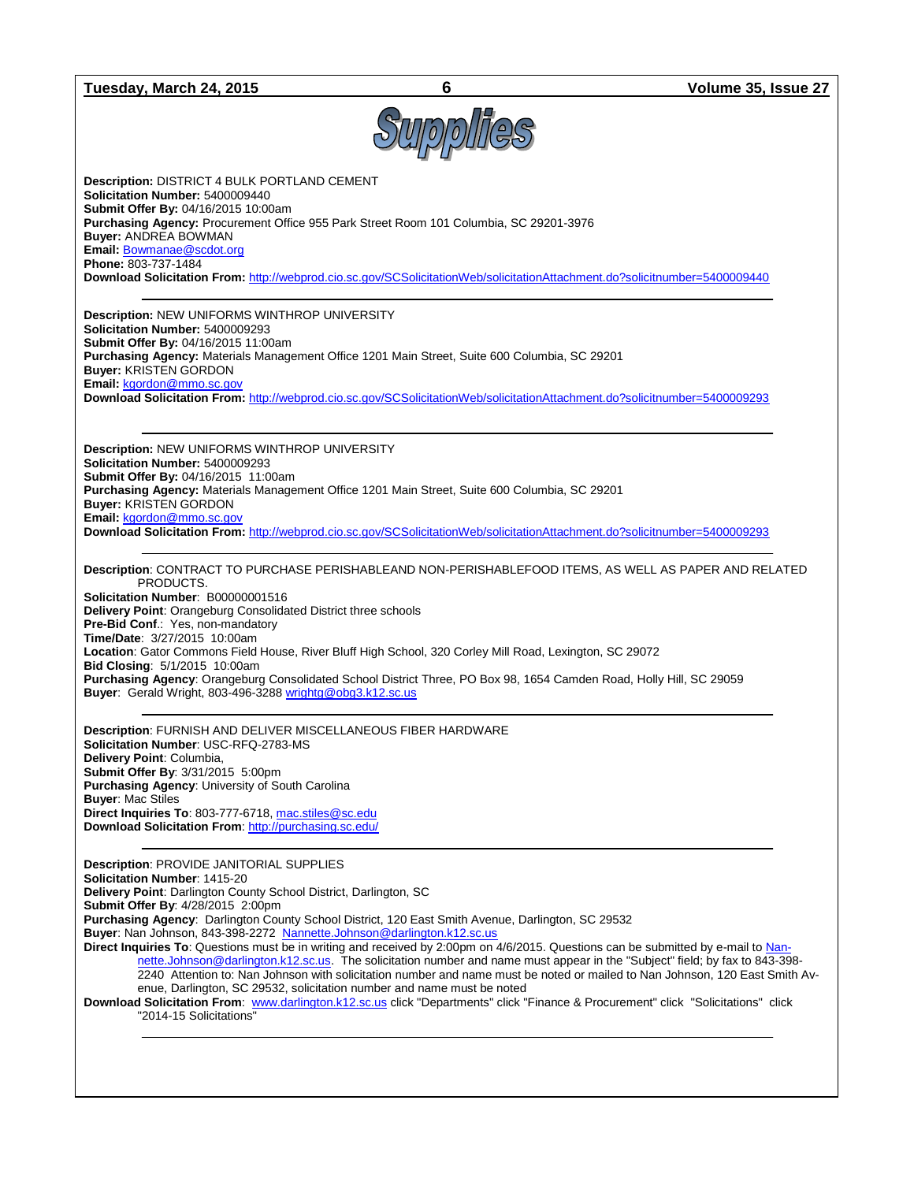# Supplies

**Description:** DISTRICT 4 BULK PORTLAND CEMENT
**Solicitation Number:** 5400009440
**Submit Offer By:** 04/16/2015 10:00am
**Purchasing Agency:** Procurement Office 955 Park Street Room 101 Columbia, SC 29201-3976
**Buyer:** ANDREA BOWMAN
**Email:** Bowmanae@scdot.org
**Phone:** 803-737-1484
**Download Solicitation From:** http://webprod.cio.sc.gov/SCSolicitationWeb/solicitationAttachment.do?solicitnumber=5400009440

---

**Description:** NEW UNIFORMS WINTHROP UNIVERSITY
**Solicitation Number:** 5400009293
**Submit Offer By:** 04/16/2015 11:00am
**Purchasing Agency:** Materials Management Office 1201 Main Street, Suite 600 Columbia, SC 29201
**Buyer:** KRISTEN GORDON
**Email:** kgordon@mmo.sc.gov
**Download Solicitation From:** http://webprod.cio.sc.gov/SCSolicitationWeb/solicitationAttachment.do?solicitnumber=5400009293

---

**Description:** NEW UNIFORMS WINTHROP UNIVERSITY
**Solicitation Number:** 5400009293
**Submit Offer By:** 04/16/2015 11:00am
**Purchasing Agency:** Materials Management Office 1201 Main Street, Suite 600 Columbia, SC 29201
**Buyer:** KRISTEN GORDON
**Email:** kgordon@mmo.sc.gov
**Download Solicitation From:** http://webprod.cio.sc.gov/SCSolicitationWeb/solicitationAttachment.do?solicitnumber=5400009293

---

**Description**: CONTRACT TO PURCHASE PERISHABLEAND NON-PERISHABLEFOOD ITEMS, AS WELL AS PAPER AND RELATED PRODUCTS.
**Solicitation Number**: B00000001516
**Delivery Point**: Orangeburg Consolidated District three schools
**Pre-Bid Conf.**: Yes, non-mandatory
**Time/Date**: 3/27/2015 10:00am
**Location**: Gator Commons Field House, River Bluff High School, 320 Corley Mill Road, Lexington, SC 29072
**Bid Closing**: 5/1/2015 10:00am
**Purchasing Agency**: Orangeburg Consolidated School District Three, PO Box 98, 1654 Camden Road, Holly Hill, SC 29059
**Buyer**: Gerald Wright, 803-496-3288 wrightg@obg3.k12.sc.us

---

**Description**: FURNISH AND DELIVER MISCELLANEOUS FIBER HARDWARE
**Solicitation Number**: USC-RFQ-2783-MS
**Delivery Point**: Columbia,
**Submit Offer By**: 3/31/2015 5:00pm
**Purchasing Agency**: University of South Carolina
**Buyer**: Mac Stiles
**Direct Inquiries To**: 803-777-6718, mac.stiles@sc.edu
**Download Solicitation From**: http://purchasing.sc.edu/

---

**Description**: PROVIDE JANITORIAL SUPPLIES
**Solicitation Number**: 1415-20
**Delivery Point**: Darlington County School District, Darlington, SC
**Submit Offer By**: 4/28/2015 2:00pm
**Purchasing Agency**: Darlington County School District, 120 East Smith Avenue, Darlington, SC 29532
**Buyer**: Nan Johnson, 843-398-2272 Nannette.Johnson@darlington.k12.sc.us
**Direct Inquiries To**: Questions must be in writing and received by 2:00pm on 4/6/2015. Questions can be submitted by e-mail to Nannette.Johnson@darlington.k12.sc.us. The solicitation number and name must appear in the "Subject" field; by fax to 843-398-2240 Attention to: Nan Johnson with solicitation number and name must be noted or mailed to Nan Johnson, 120 East Smith Avenue, Darlington, SC 29532, solicitation number and name must be noted
**Download Solicitation From**: www.darlington.k12.sc.us click "Departments" click "Finance & Procurement" click "Solicitations" click "2014-15 Solicitations"

---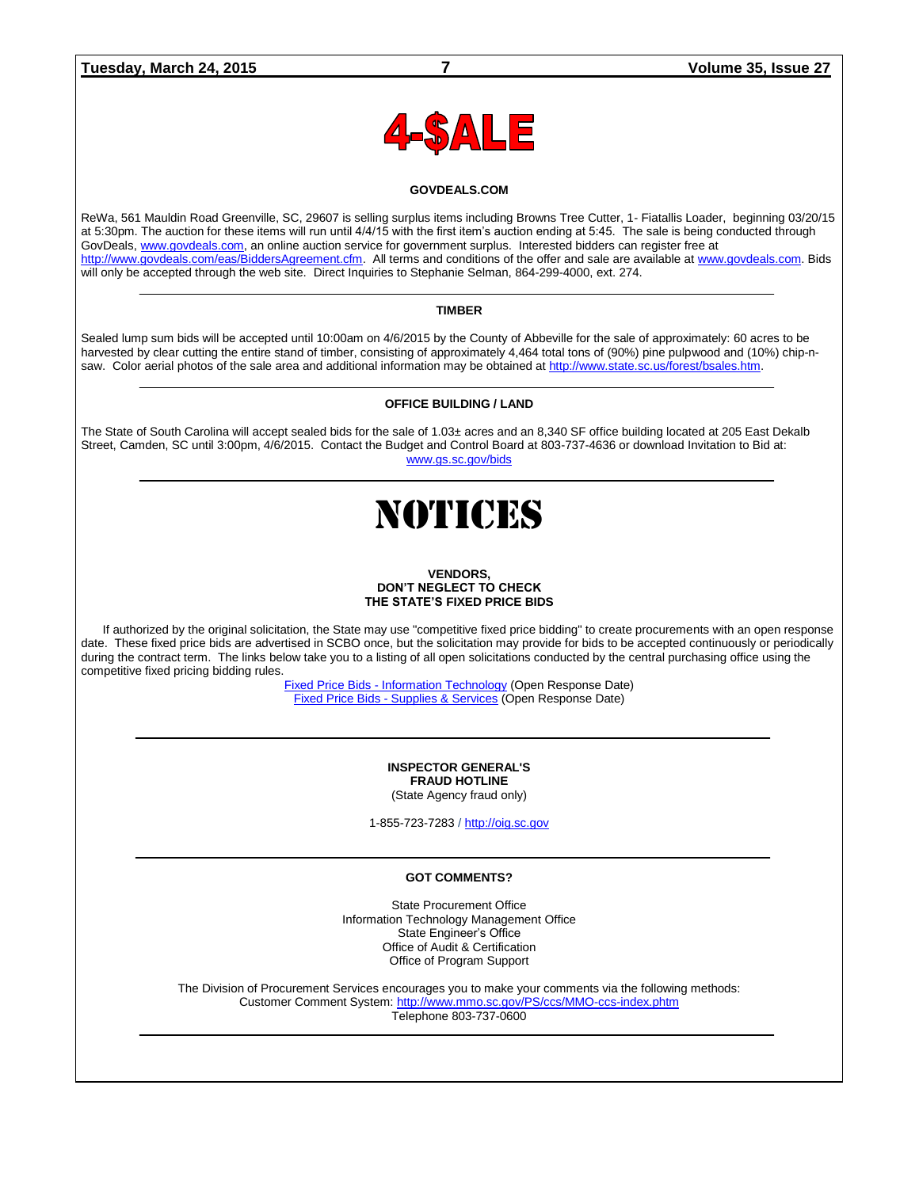# 4-$ALE

### GOVDEALS.COM

ReWa, 561 Mauldin Road Greenville, SC, 29607 is selling surplus items including Browns Tree Cutter, 1- Fiatallis Loader, beginning 03/20/15 at 5:30pm. The auction for these items will run until 4/4/15 with the first item's auction ending at 5:45. The sale is being conducted through GovDeals, www.govdeals.com, an online auction service for government surplus. Interested bidders can register free at http://www.govdeals.com/eas/BiddersAgreement.cfm. All terms and conditions of the offer and sale are available at www.govdeals.com. Bids will only be accepted through the web site. Direct Inquiries to Stephanie Selman, 864-299-4000, ext. 274.

---

### TIMBER

Sealed lump sum bids will be accepted until 10:00am on 4/6/2015 by the County of Abbeville for the sale of approximately: 60 acres to be harvested by clear cutting the entire stand of timber, consisting of approximately 4,464 total tons of (90%) pine pulpwood and (10%) chip-n-saw. Color aerial photos of the sale area and additional information may be obtained at http://www.state.sc.us/forest/bsales.htm.

---

### OFFICE BUILDING / LAND

The State of South Carolina will accept sealed bids for the sale of 1.03± acres and an 8,340 SF office building located at 205 East Dekalb Street, Camden, SC until 3:00pm, 4/6/2015. Contact the Budget and Control Board at 803-737-4636 or download Invitation to Bid at: www.gs.sc.gov/bids

---

# NOTICES

### VENDORS,
### DON'T NEGLECT TO CHECK
### THE STATE'S FIXED PRICE BIDS

If authorized by the original solicitation, the State may use "competitive fixed price bidding" to create procurements with an open response date. These fixed price bids are advertised in SCBO once, but the solicitation may provide for bids to be accepted continuously or periodically during the contract term. The links below take you to a listing of all open solicitations conducted by the central purchasing office using the competitive fixed pricing bidding rules.

Fixed Price Bids - Information Technology (Open Response Date)
Fixed Price Bids - Supplies & Services (Open Response Date)

---

### INSPECTOR GENERAL'S
### FRAUD HOTLINE

(State Agency fraud only)

1-855-723-7283 / http://oig.sc.gov

---

### GOT COMMENTS?

State Procurement Office
Information Technology Management Office
State Engineer's Office
Office of Audit & Certification
Office of Program Support

The Division of Procurement Services encourages you to make your comments via the following methods:
Customer Comment System: http://www.mmo.sc.gov/PS/ccs/MMO-ccs-index.phtm
Telephone 803-737-0600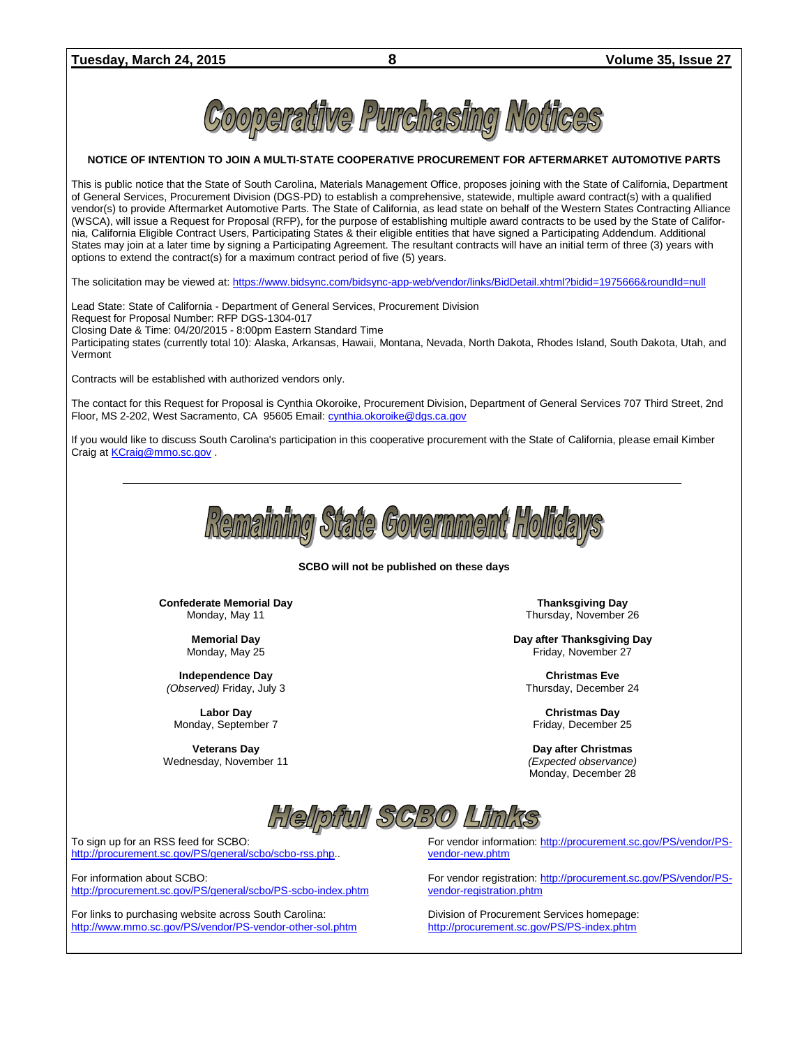# Cooperative Purchasing Notices

**NOTICE OF INTENTION TO JOIN A MULTI-STATE COOPERATIVE PROCUREMENT FOR AFTERMARKET AUTOMOTIVE PARTS**

This is public notice that the State of South Carolina, Materials Management Office, proposes joining with the State of California, Department of General Services, Procurement Division (DGS-PD) to establish a comprehensive, statewide, multiple award contract(s) with a qualified vendor(s) to provide Aftermarket Automotive Parts. The State of California, as lead state on behalf of the Western States Contracting Alliance (WSCA), will issue a Request for Proposal (RFP), for the purpose of establishing multiple award contracts to be used by the State of California, California Eligible Contract Users, Participating States & their eligible entities that have signed a Participating Addendum. Additional States may join at a later time by signing a Participating Agreement. The resultant contracts will have an initial term of three (3) years with options to extend the contract(s) for a maximum contract period of five (5) years.

The solicitation may be viewed at: https://www.bidsync.com/bidsync-app-web/vendor/links/BidDetail.xhtml?bidid=1975666&roundId=null

Lead State: State of California - Department of General Services, Procurement Division
Request for Proposal Number: RFP DGS-1304-017
Closing Date & Time: 04/20/2015 - 8:00pm Eastern Standard Time
Participating states (currently total 10): Alaska, Arkansas, Hawaii, Montana, Nevada, North Dakota, Rhodes Island, South Dakota, Utah, and Vermont

Contracts will be established with authorized vendors only.

The contact for this Request for Proposal is Cynthia Okoroike, Procurement Division, Department of General Services 707 Third Street, 2nd Floor, MS 2-202, West Sacramento, CA 95605 Email: cynthia.okoroike@dgs.ca.gov

If you would like to discuss South Carolina's participation in this cooperative procurement with the State of California, please email Kimber Craig at KCraig@mmo.sc.gov .

---

# Remaining State Government Holidays

**SCBO will not be published on these days**

**Confederate Memorial Day**
Monday, May 11

**Memorial Day**
Monday, May 25

**Independence Day**
*(Observed)* Friday, July 3

**Labor Day**
Monday, September 7

**Veterans Day**
Wednesday, November 11

**Thanksgiving Day**
Thursday, November 26

**Day after Thanksgiving Day**
Friday, November 27

**Christmas Eve**
Thursday, December 24

**Christmas Day**
Friday, December 25

**Day after Christmas**
*(Expected observance)*
Monday, December 28

# Helpful SCBO Links

To sign up for an RSS feed for SCBO:
http://procurement.sc.gov/PS/general/scbo/scbo-rss.php..

For information about SCBO:
http://procurement.sc.gov/PS/general/scbo/PS-scbo-index.phtm

For links to purchasing website across South Carolina:
http://www.mmo.sc.gov/PS/vendor/PS-vendor-other-sol.phtm

For vendor information: http://procurement.sc.gov/PS/vendor/PS-vendor-new.phtm

For vendor registration: http://procurement.sc.gov/PS/vendor/PS-vendor-registration.phtm

Division of Procurement Services homepage:
http://procurement.sc.gov/PS/PS-index.phtm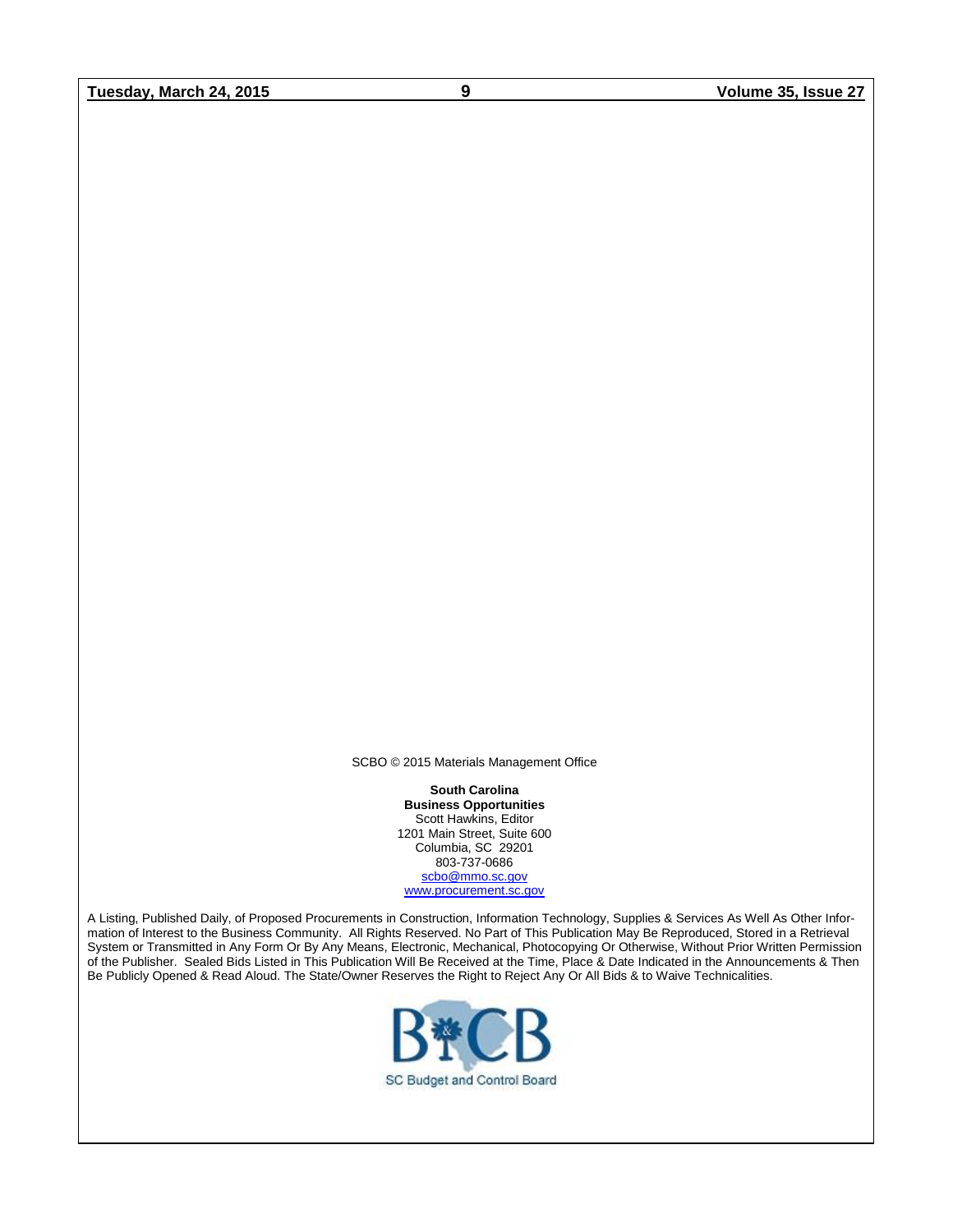SCBO © 2015 Materials Management Office

**South Carolina**
**Business Opportunities**
Scott Hawkins, Editor
1201 Main Street, Suite 600
Columbia, SC 29201
803-737-0686
scbo@mmo.sc.gov
www.procurement.sc.gov

A Listing, Published Daily, of Proposed Procurements in Construction, Information Technology, Supplies & Services As Well As Other Information of Interest to the Business Community. All Rights Reserved. No Part of This Publication May Be Reproduced, Stored in a Retrieval System or Transmitted in Any Form Or By Any Means, Electronic, Mechanical, Photocopying Or Otherwise, Without Prior Written Permission of the Publisher. Sealed Bids Listed in This Publication Will Be Received at the Time, Place & Date Indicated in the Announcements & Then Be Publicly Opened & Read Aloud. The State/Owner Reserves the Right to Reject Any Or All Bids & to Waive Technicalities.

SC Budget and Control Board